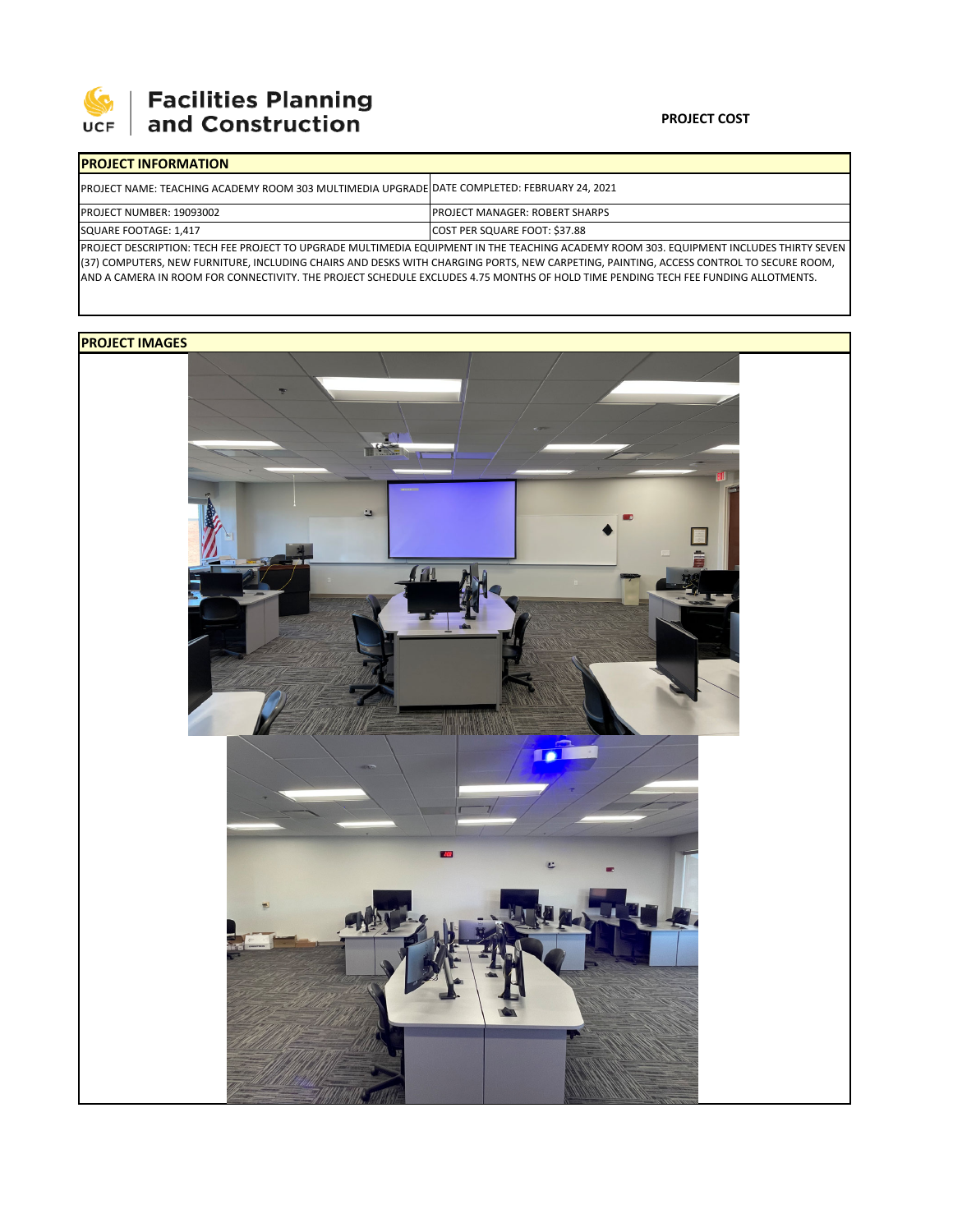Facilities Planning and Construction

**PROJECT COST**

## PROJECT INFORMATION

| | |
|---|---|
| PROJECT NAME: TEACHING ACADEMY ROOM 303 MULTIMEDIA UPGRADE | DATE COMPLETED: FEBRUARY 24, 2021 |
| PROJECT NUMBER: 19093002 | PROJECT MANAGER: ROBERT SHARPS |
| SQUARE FOOTAGE: 1,417 | COST PER SQUARE FOOT: $37.88 |

PROJECT DESCRIPTION: TECH FEE PROJECT TO UPGRADE MULTIMEDIA EQUIPMENT IN THE TEACHING ACADEMY ROOM 303. EQUIPMENT INCLUDES THIRTY SEVEN (37) COMPUTERS, NEW FURNITURE, INCLUDING CHAIRS AND DESKS WITH CHARGING PORTS, NEW CARPETING, PAINTING, ACCESS CONTROL TO SECURE ROOM, AND A CAMERA IN ROOM FOR CONNECTIVITY. THE PROJECT SCHEDULE EXCLUDES 4.75 MONTHS OF HOLD TIME PENDING TECH FEE FUNDING ALLOTMENTS.

## PROJECT IMAGES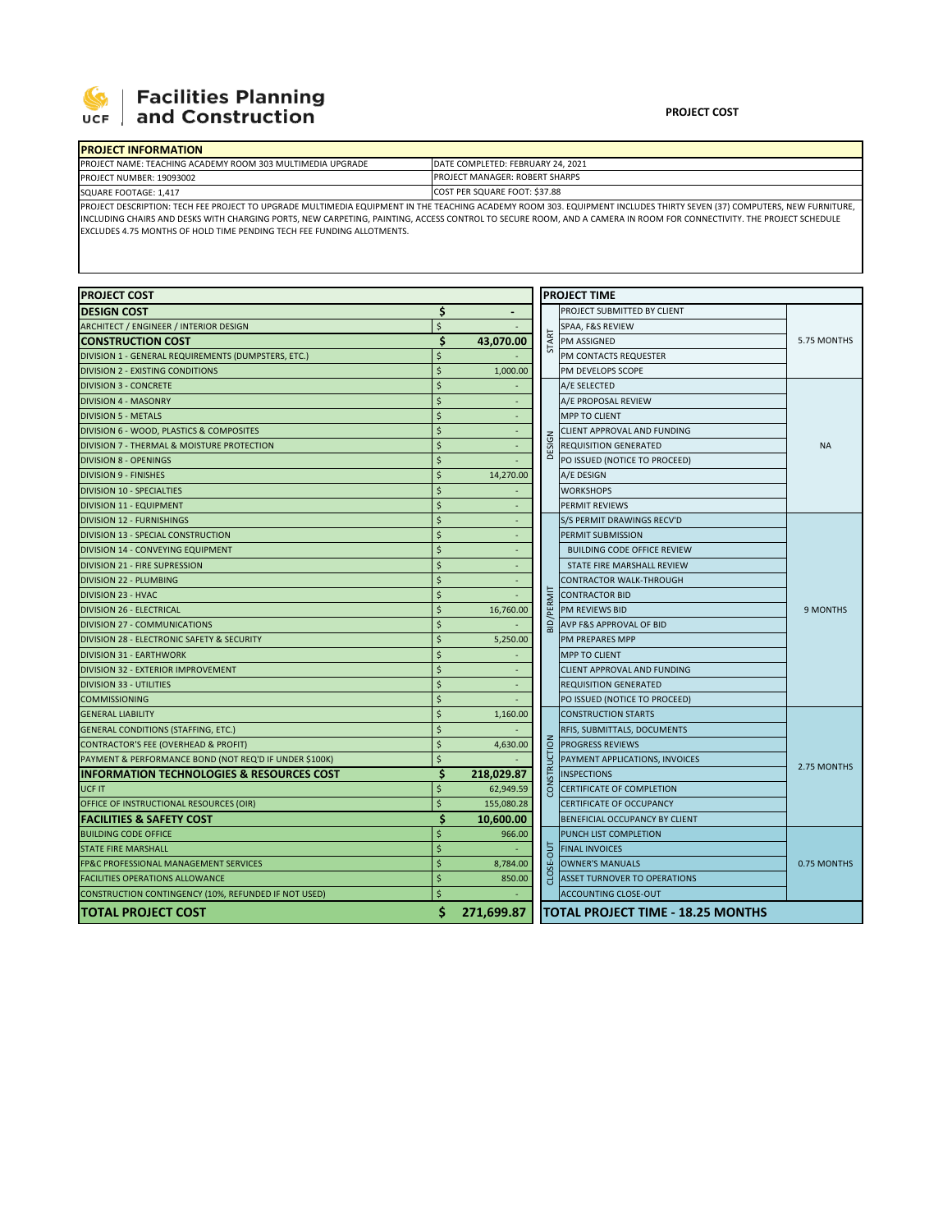**Facilities Planning and Construction**

**PROJECT COST**

| **PROJECT INFORMATION** | |
|---|---|
| PROJECT NAME: TEACHING ACADEMY ROOM 303 MULTIMEDIA UPGRADE | DATE COMPLETED: FEBRUARY 24, 2021 |
| PROJECT NUMBER: 19093002 | PROJECT MANAGER: ROBERT SHARPS |
| SQUARE FOOTAGE: 1,417 | COST PER SQUARE FOOT: $37.88 |

PROJECT DESCRIPTION: TECH FEE PROJECT TO UPGRADE MULTIMEDIA EQUIPMENT IN THE TEACHING ACADEMY ROOM 303. EQUIPMENT INCLUDES THIRTY SEVEN (37) COMPUTERS, NEW FURNITURE, INCLUDING CHAIRS AND DESKS WITH CHARGING PORTS, NEW CARPETING, PAINTING, ACCESS CONTROL TO SECURE ROOM, AND A CAMERA IN ROOM FOR CONNECTIVITY. THE PROJECT SCHEDULE EXCLUDES 4.75 MONTHS OF HOLD TIME PENDING TECH FEE FUNDING ALLOTMENTS.

| **PROJECT COST** | | |
|---|---|---|
| **DESIGN COST** | $ | - |
| ARCHITECT / ENGINEER / INTERIOR DESIGN | $ | - |
| **CONSTRUCTION COST** | $ | 43,070.00 |
| DIVISION 1 - GENERAL REQUIREMENTS (DUMPSTERS, ETC.) | $ | - |
| DIVISION 2 - EXISTING CONDITIONS | $ | 1,000.00 |
| DIVISION 3 - CONCRETE | $ | - |
| DIVISION 4 - MASONRY | $ | - |
| DIVISION 5 - METALS | $ | - |
| DIVISION 6 - WOOD, PLASTICS & COMPOSITES | $ | - |
| DIVISION 7 - THERMAL & MOISTURE PROTECTION | $ | - |
| DIVISION 8 - OPENINGS | $ | - |
| DIVISION 9 - FINISHES | $ | 14,270.00 |
| DIVISION 10 - SPECIALTIES | $ | - |
| DIVISION 11 - EQUIPMENT | $ | - |
| DIVISION 12 - FURNISHINGS | $ | - |
| DIVISION 13 - SPECIAL CONSTRUCTION | $ | - |
| DIVISION 14 - CONVEYING EQUIPMENT | $ | - |
| DIVISION 21 - FIRE SUPRESSION | $ | - |
| DIVISION 22 - PLUMBING | $ | - |
| DIVISION 23 - HVAC | $ | - |
| DIVISION 26 - ELECTRICAL | $ | 16,760.00 |
| DIVISION 27 - COMMUNICATIONS | $ | - |
| DIVISION 28 - ELECTRONIC SAFETY & SECURITY | $ | 5,250.00 |
| DIVISION 31 - EARTHWORK | $ | - |
| DIVISION 32 - EXTERIOR IMPROVEMENT | $ | - |
| DIVISION 33 - UTILITIES | $ | - |
| COMMISSIONING | $ | - |
| GENERAL LIABILITY | $ | 1,160.00 |
| GENERAL CONDITIONS (STAFFING, ETC.) | $ | - |
| CONTRACTOR'S FEE (OVERHEAD & PROFIT) | $ | 4,630.00 |
| PAYMENT & PERFORMANCE BOND (NOT REQ'D IF UNDER $100K) | $ | - |
| **INFORMATION TECHNOLOGIES & RESOURCES COST** | $ | 218,029.87 |
| UCF IT | $ | 62,949.59 |
| OFFICE OF INSTRUCTIONAL RESOURCES (OIR) | $ | 155,080.28 |
| **FACILITIES & SAFETY COST** | $ | 10,600.00 |
| BUILDING CODE OFFICE | $ | 966.00 |
| STATE FIRE MARSHALL | $ | - |
| FP&C PROFESSIONAL MANAGEMENT SERVICES | $ | 8,784.00 |
| FACILITIES OPERATIONS ALLOWANCE | $ | 850.00 |
| CONSTRUCTION CONTINGENCY (10%, REFUNDED IF NOT USED) | $ | - |
| **TOTAL PROJECT COST** | $ | 271,699.87 |

| **PROJECT TIME** | | |
|---|---|---|
| START | PROJECT SUBMITTED BY CLIENT | 5.75 MONTHS |
| | SPAA, F&S REVIEW | |
| | PM ASSIGNED | |
| | PM CONTACTS REQUESTER | |
| | PM DEVELOPS SCOPE | |
| DESIGN | A/E SELECTED | NA |
| | A/E PROPOSAL REVIEW | |
| | MPP TO CLIENT | |
| | CLIENT APPROVAL AND FUNDING | |
| | REQUISITION GENERATED | |
| | PO ISSUED (NOTICE TO PROCEED) | |
| | A/E DESIGN | |
| | WORKSHOPS | |
| | PERMIT REVIEWS | |
| BID/PERMIT | S/S PERMIT DRAWINGS RECV'D | 9 MONTHS |
| | PERMIT SUBMISSION | |
| | BUILDING CODE OFFICE REVIEW | |
| | STATE FIRE MARSHALL REVIEW | |
| | CONTRACTOR WALK-THROUGH | |
| | CONTRACTOR BID | |
| | PM REVIEWS BID | |
| | AVP F&S APPROVAL OF BID | |
| | PM PREPARES MPP | |
| | MPP TO CLIENT | |
| | CLIENT APPROVAL AND FUNDING | |
| | REQUISITION GENERATED | |
| | PO ISSUED (NOTICE TO PROCEED) | |
| CONSTRUCTION | CONSTRUCTION STARTS | 2.75 MONTHS |
| | RFIS, SUBMITTALS, DOCUMENTS | |
| | PROGRESS REVIEWS | |
| | PAYMENT APPLICATIONS, INVOICES | |
| | INSPECTIONS | |
| | CERTIFICATE OF COMPLETION | |
| | CERTIFICATE OF OCCUPANCY | |
| | BENEFICIAL OCCUPANCY BY CLIENT | |
| CLOSE-OUT | PUNCH LIST COMPLETION | 0.75 MONTHS |
| | FINAL INVOICES | |
| | OWNER'S MANUALS | |
| | ASSET TURNOVER TO OPERATIONS | |
| | ACCOUNTING CLOSE-OUT | |
| **TOTAL PROJECT TIME - 18.25 MONTHS** | | |